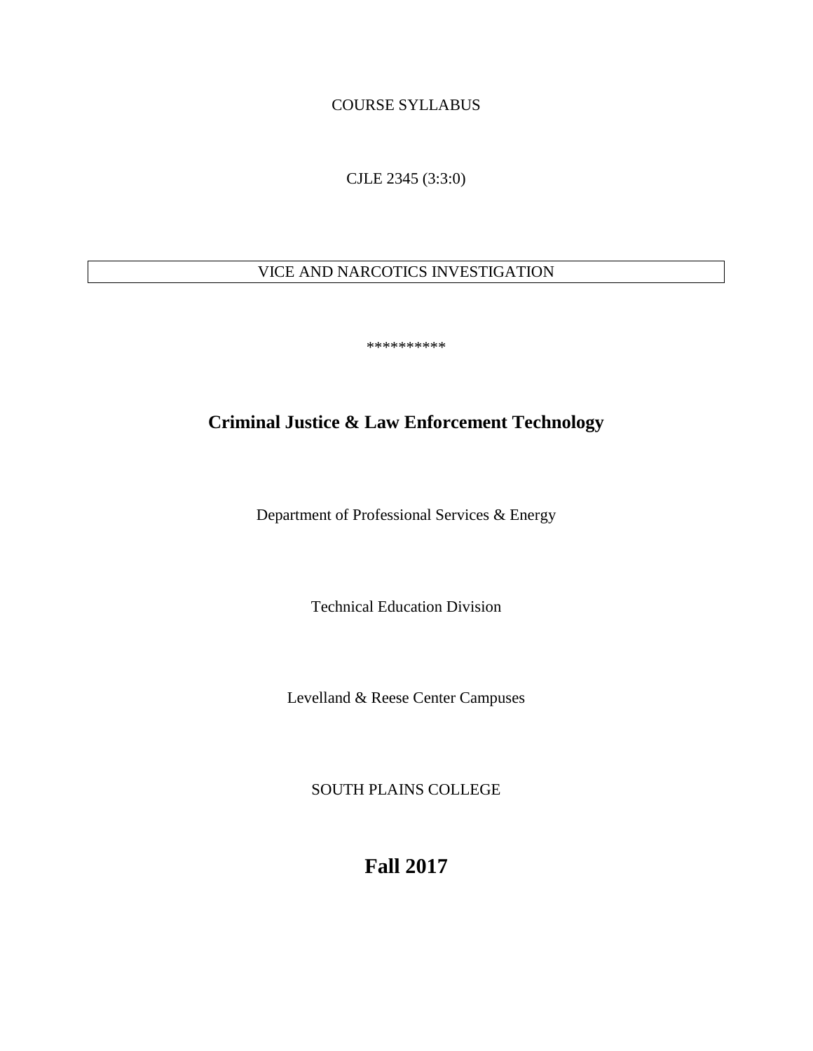COURSE SYLLABUS

CJLE 2345 (3:3:0)

VICE AND NARCOTICS INVESTIGATION

**********

## Criminal Justice & Law Enforcement Technology

Department of Professional Services & Energy

Technical Education Division

Levelland & Reese Center Campuses

SOUTH PLAINS COLLEGE

# Fall 2017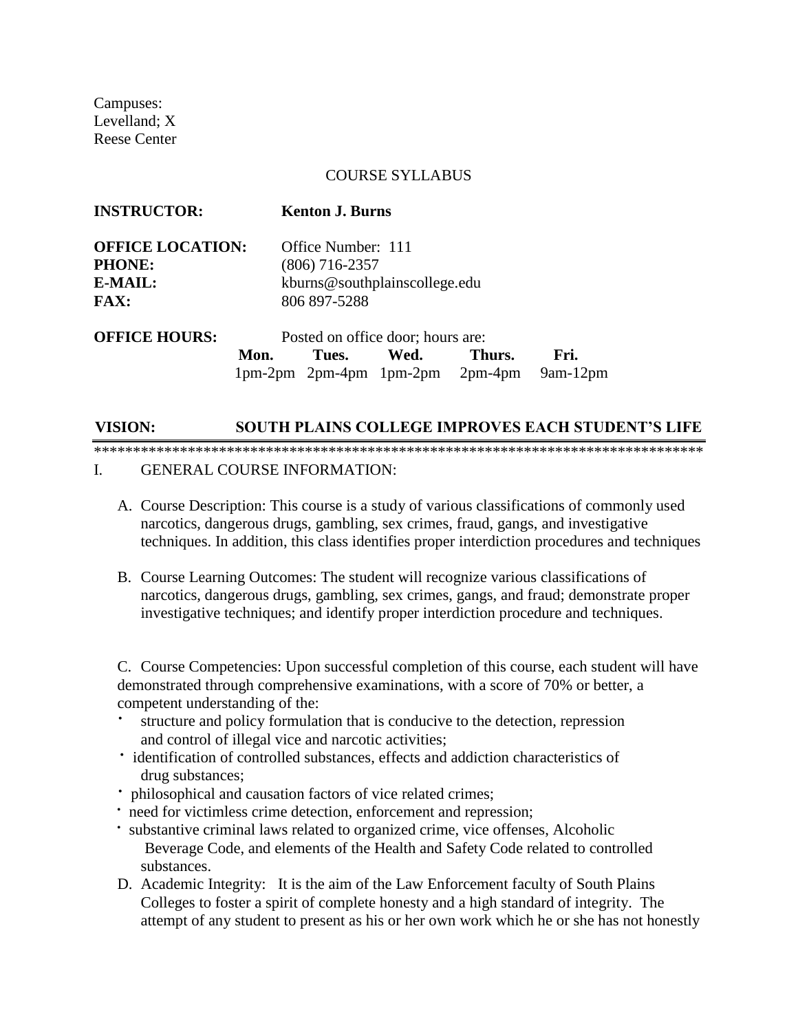Campuses:
Levelland; X
Reese Center

COURSE SYLLABUS

**INSTRUCTOR:** **Kenton J. Burns**

**OFFICE LOCATION:** Office Number: 111
**PHONE:** (806) 716-2357
**E-MAIL:** kburns@southplainscollege.edu
**FAX:** 806 897-5288

**OFFICE HOURS:** Posted on office door; hours are:

| Mon. | Tues. | Wed. | Thurs. | Fri. |
|---|---|---|---|---|
| 1pm-2pm | 2pm-4pm | 1pm-2pm | 2pm-4pm | 9am-12pm |

**VISION: SOUTH PLAINS COLLEGE IMPROVES EACH STUDENT'S LIFE**

*******************************************************************************

I. GENERAL COURSE INFORMATION:

A. Course Description: This course is a study of various classifications of commonly used narcotics, dangerous drugs, gambling, sex crimes, fraud, gangs, and investigative techniques. In addition, this class identifies proper interdiction procedures and techniques

B. Course Learning Outcomes: The student will recognize various classifications of narcotics, dangerous drugs, gambling, sex crimes, gangs, and fraud; demonstrate proper investigative techniques; and identify proper interdiction procedure and techniques.

C. Course Competencies: Upon successful completion of this course, each student will have demonstrated through comprehensive examinations, with a score of 70% or better, a competent understanding of the:

- structure and policy formulation that is conducive to the detection, repression and control of illegal vice and narcotic activities;
- identification of controlled substances, effects and addiction characteristics of drug substances;
- philosophical and causation factors of vice related crimes;
- need for victimless crime detection, enforcement and repression;
- substantive criminal laws related to organized crime, vice offenses, Alcoholic Beverage Code, and elements of the Health and Safety Code related to controlled substances.

D. Academic Integrity: It is the aim of the Law Enforcement faculty of South Plains Colleges to foster a spirit of complete honesty and a high standard of integrity. The attempt of any student to present as his or her own work which he or she has not honestly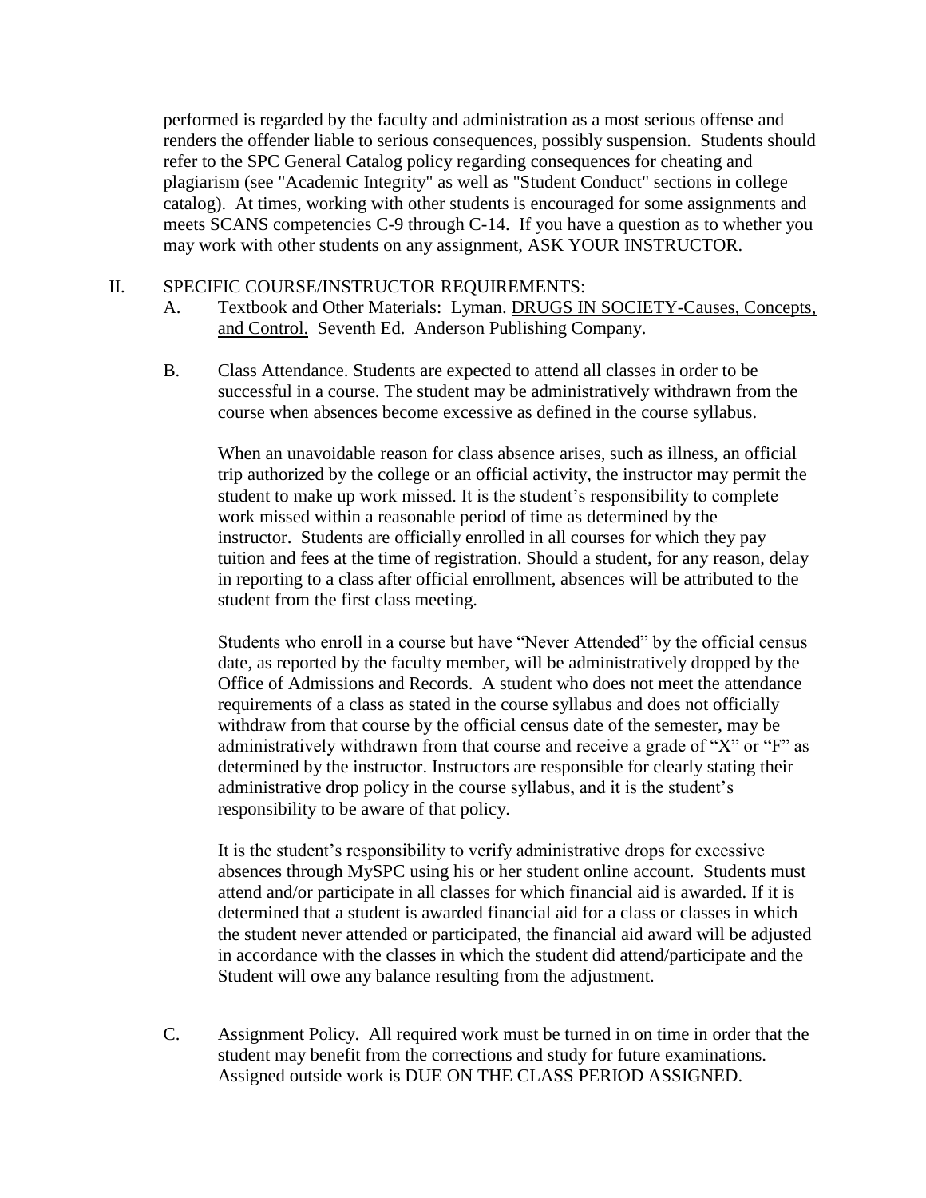performed is regarded by the faculty and administration as a most serious offense and renders the offender liable to serious consequences, possibly suspension. Students should refer to the SPC General Catalog policy regarding consequences for cheating and plagiarism (see "Academic Integrity" as well as "Student Conduct" sections in college catalog). At times, working with other students is encouraged for some assignments and meets SCANS competencies C-9 through C-14. If you have a question as to whether you may work with other students on any assignment, ASK YOUR INSTRUCTOR.

## II. SPECIFIC COURSE/INSTRUCTOR REQUIREMENTS:

A. Textbook and Other Materials: Lyman. DRUGS IN SOCIETY-Causes, Concepts, and Control. Seventh Ed. Anderson Publishing Company.

B. Class Attendance. Students are expected to attend all classes in order to be successful in a course. The student may be administratively withdrawn from the course when absences become excessive as defined in the course syllabus.

When an unavoidable reason for class absence arises, such as illness, an official trip authorized by the college or an official activity, the instructor may permit the student to make up work missed. It is the student's responsibility to complete work missed within a reasonable period of time as determined by the instructor. Students are officially enrolled in all courses for which they pay tuition and fees at the time of registration. Should a student, for any reason, delay in reporting to a class after official enrollment, absences will be attributed to the student from the first class meeting.

Students who enroll in a course but have "Never Attended" by the official census date, as reported by the faculty member, will be administratively dropped by the Office of Admissions and Records. A student who does not meet the attendance requirements of a class as stated in the course syllabus and does not officially withdraw from that course by the official census date of the semester, may be administratively withdrawn from that course and receive a grade of "X" or "F" as determined by the instructor. Instructors are responsible for clearly stating their administrative drop policy in the course syllabus, and it is the student's responsibility to be aware of that policy.

It is the student's responsibility to verify administrative drops for excessive absences through MySPC using his or her student online account. Students must attend and/or participate in all classes for which financial aid is awarded. If it is determined that a student is awarded financial aid for a class or classes in which the student never attended or participated, the financial aid award will be adjusted in accordance with the classes in which the student did attend/participate and the Student will owe any balance resulting from the adjustment.

C. Assignment Policy. All required work must be turned in on time in order that the student may benefit from the corrections and study for future examinations. Assigned outside work is DUE ON THE CLASS PERIOD ASSIGNED.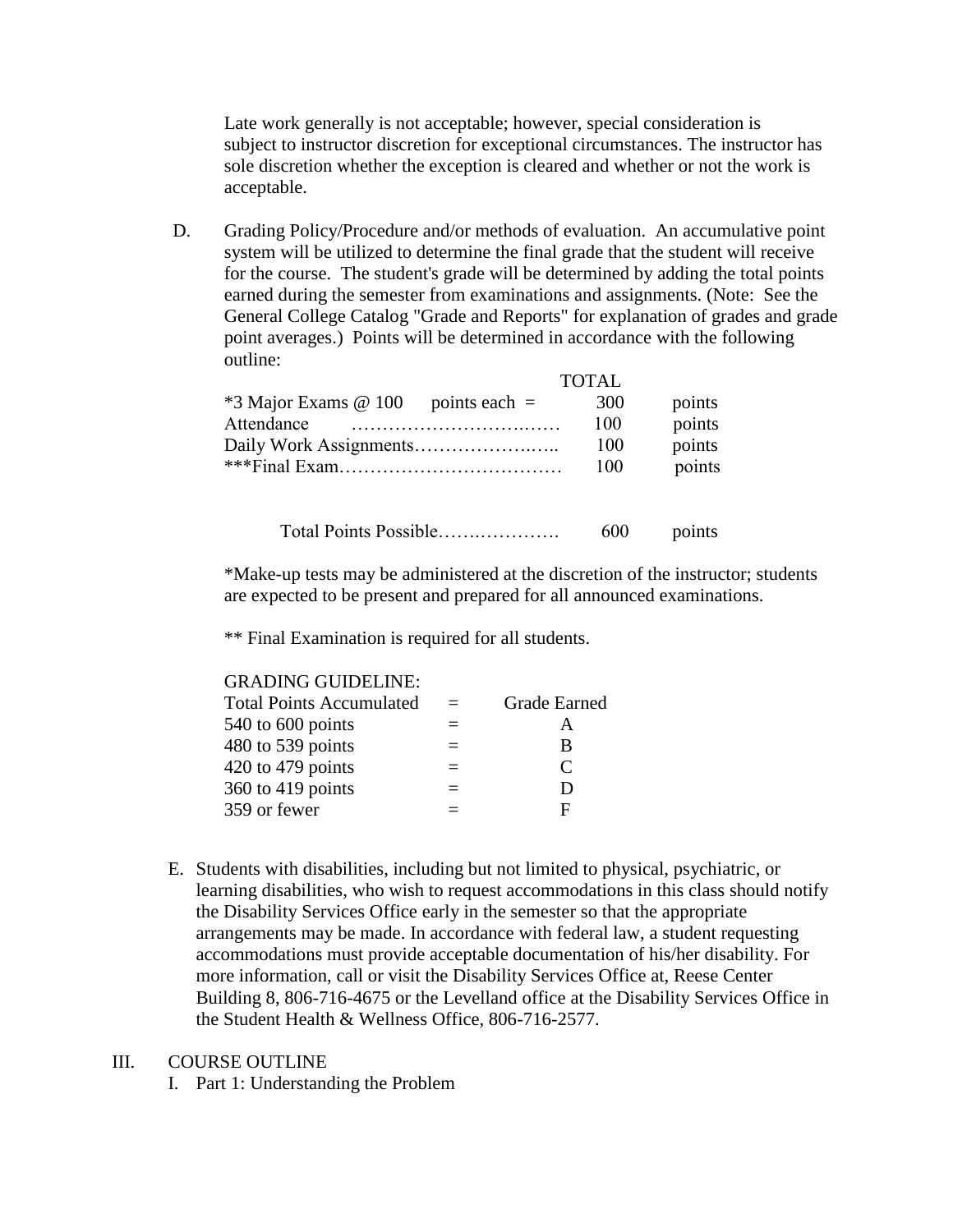Late work generally is not acceptable; however, special consideration is subject to instructor discretion for exceptional circumstances. The instructor has sole discretion whether the exception is cleared and whether or not the work is acceptable.

D. Grading Policy/Procedure and/or methods of evaluation. An accumulative point system will be utilized to determine the final grade that the student will receive for the course. The student's grade will be determined by adding the total points earned during the semester from examinations and assignments. (Note: See the General College Catalog "Grade and Reports" for explanation of grades and grade point averages.) Points will be determined in accordance with the following outline:

| | TOTAL | |
|---|---|---|
| *3 Major Exams @ 100 points each = | 300 | points |
| Attendance | 100 | points |
| Daily Work Assignments | 100 | points |
| ***Final Exam | 100 | points |
| Total Points Possible | 600 | points |

*Make-up tests may be administered at the discretion of the instructor; students are expected to be present and prepared for all announced examinations.

** Final Examination is required for all students.

GRADING GUIDELINE:

| Total Points Accumulated | = | Grade Earned |
|---|---|---|
| 540 to 600 points | = | A |
| 480 to 539 points | = | B |
| 420 to 479 points | = | C |
| 360 to 419 points | = | D |
| 359 or fewer | = | F |

E. Students with disabilities, including but not limited to physical, psychiatric, or learning disabilities, who wish to request accommodations in this class should notify the Disability Services Office early in the semester so that the appropriate arrangements may be made. In accordance with federal law, a student requesting accommodations must provide acceptable documentation of his/her disability. For more information, call or visit the Disability Services Office at, Reese Center Building 8, 806-716-4675 or the Levelland office at the Disability Services Office in the Student Health & Wellness Office, 806-716-2577.

## III. COURSE OUTLINE

I. Part 1: Understanding the Problem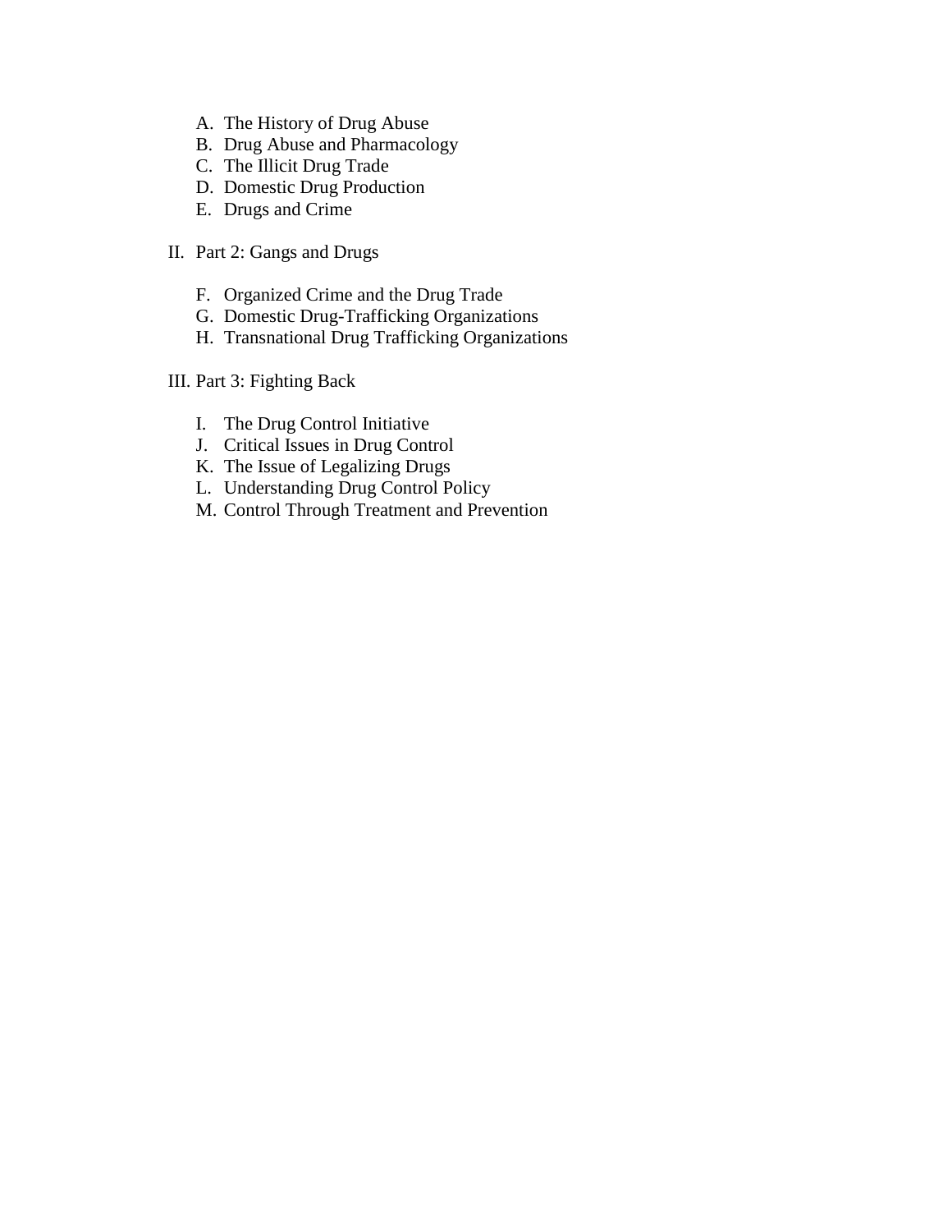A. The History of Drug Abuse
B. Drug Abuse and Pharmacology
C. The Illicit Drug Trade
D. Domestic Drug Production
E. Drugs and Crime

II. Part 2: Gangs and Drugs

F. Organized Crime and the Drug Trade
G. Domestic Drug-Trafficking Organizations
H. Transnational Drug Trafficking Organizations

III. Part 3: Fighting Back

I. The Drug Control Initiative
J. Critical Issues in Drug Control
K. The Issue of Legalizing Drugs
L. Understanding Drug Control Policy
M. Control Through Treatment and Prevention